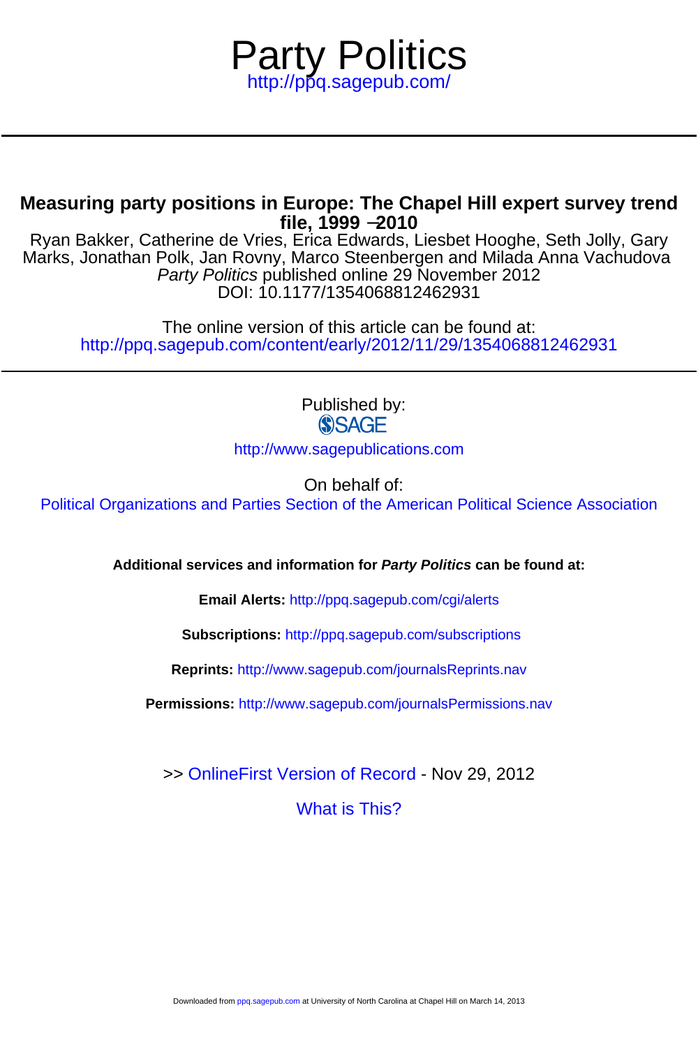# Party Politics

http://ppq.sagepub.com/

## Measuring party positions in Europe: The Chapel Hill expert survey trend file, 1999 –2010

Ryan Bakker, Catherine de Vries, Erica Edwards, Liesbet Hooghe, Seth Jolly, Gary Marks, Jonathan Polk, Jan Rovny, Marco Steenbergen and Milada Anna Vachudova

*Party Politics* published online 29 November 2012

DOI: 10.1177/1354068812462931

The online version of this article can be found at:

http://ppq.sagepub.com/content/early/2012/11/29/1354068812462931

Published by:

SAGE

http://www.sagepublications.com

On behalf of:

Political Organizations and Parties Section of the American Political Science Association

**Additional services and information for *Party Politics* can be found at:**

**Email Alerts:** http://ppq.sagepub.com/cgi/alerts

**Subscriptions:** http://ppq.sagepub.com/subscriptions

**Reprints:** http://www.sagepub.com/journalsReprints.nav

**Permissions:** http://www.sagepub.com/journalsPermissions.nav

>> OnlineFirst Version of Record - Nov 29, 2012

What is This?

Downloaded from ppq.sagepub.com at University of North Carolina at Chapel Hill on March 14, 2013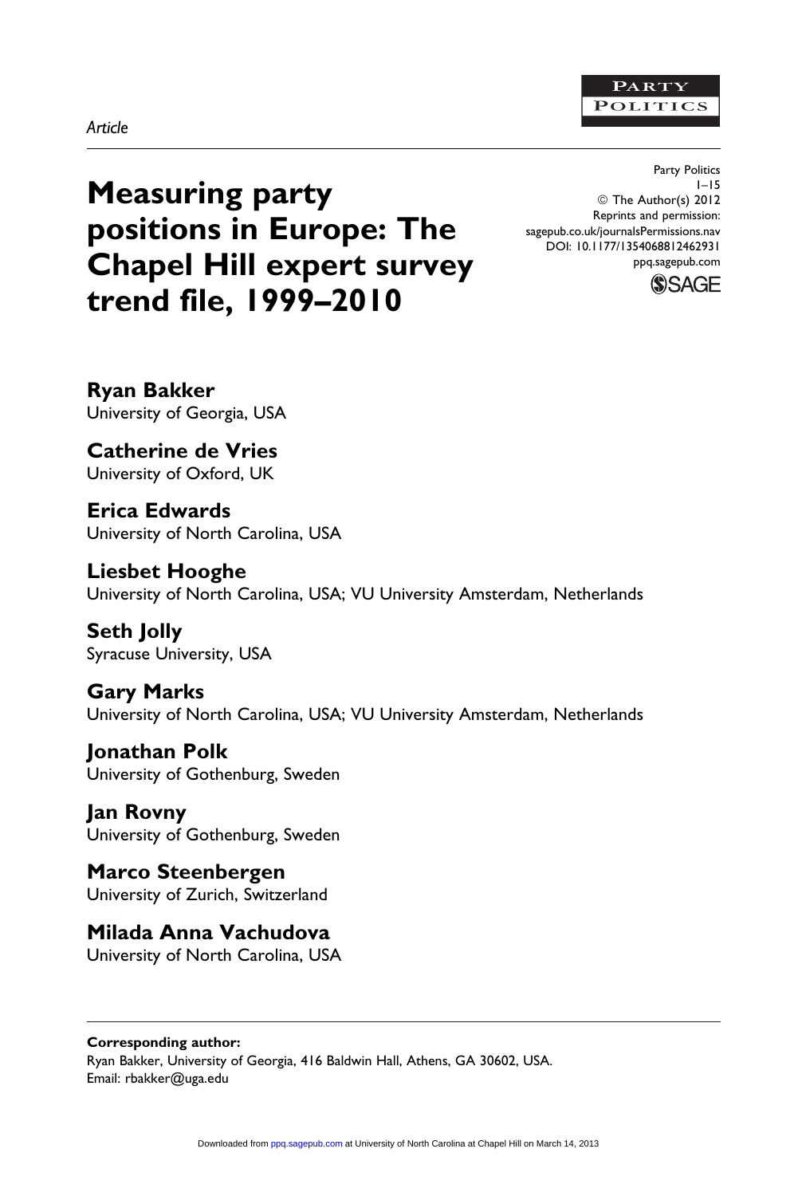Article

# Measuring party positions in Europe: The Chapel Hill expert survey trend file, 1999–2010

**Ryan Bakker**
University of Georgia, USA

**Catherine de Vries**
University of Oxford, UK

**Erica Edwards**
University of North Carolina, USA

**Liesbet Hooghe**
University of North Carolina, USA; VU University Amsterdam, Netherlands

**Seth Jolly**
Syracuse University, USA

**Gary Marks**
University of North Carolina, USA; VU University Amsterdam, Netherlands

**Jonathan Polk**
University of Gothenburg, Sweden

**Jan Rovny**
University of Gothenburg, Sweden

**Marco Steenbergen**
University of Zurich, Switzerland

**Milada Anna Vachudova**
University of North Carolina, USA

**Corresponding author:**
Ryan Bakker, University of Georgia, 416 Baldwin Hall, Athens, GA 30602, USA.
Email: rbakker@uga.edu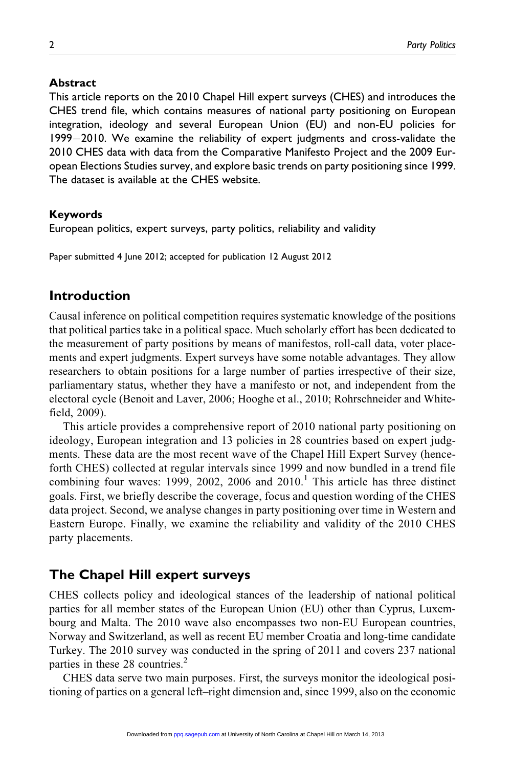### Abstract

This article reports on the 2010 Chapel Hill expert surveys (CHES) and introduces the CHES trend file, which contains measures of national party positioning on European integration, ideology and several European Union (EU) and non-EU policies for 1999–2010. We examine the reliability of expert judgments and cross-validate the 2010 CHES data with data from the Comparative Manifesto Project and the 2009 European Elections Studies survey, and explore basic trends on party positioning since 1999. The dataset is available at the CHES website.

### Keywords

European politics, expert surveys, party politics, reliability and validity

Paper submitted 4 June 2012; accepted for publication 12 August 2012

## Introduction

Causal inference on political competition requires systematic knowledge of the positions that political parties take in a political space. Much scholarly effort has been dedicated to the measurement of party positions by means of manifestos, roll-call data, voter placements and expert judgments. Expert surveys have some notable advantages. They allow researchers to obtain positions for a large number of parties irrespective of their size, parliamentary status, whether they have a manifesto or not, and independent from the electoral cycle (Benoit and Laver, 2006; Hooghe et al., 2010; Rohrschneider and Whitefield, 2009).

This article provides a comprehensive report of 2010 national party positioning on ideology, European integration and 13 policies in 28 countries based on expert judgments. These data are the most recent wave of the Chapel Hill Expert Survey (henceforth CHES) collected at regular intervals since 1999 and now bundled in a trend file combining four waves: 1999, 2002, 2006 and 2010.[1] This article has three distinct goals. First, we briefly describe the coverage, focus and question wording of the CHES data project. Second, we analyse changes in party positioning over time in Western and Eastern Europe. Finally, we examine the reliability and validity of the 2010 CHES party placements.

## The Chapel Hill expert surveys

CHES collects policy and ideological stances of the leadership of national political parties for all member states of the European Union (EU) other than Cyprus, Luxembourg and Malta. The 2010 wave also encompasses two non-EU European countries, Norway and Switzerland, as well as recent EU member Croatia and long-time candidate Turkey. The 2010 survey was conducted in the spring of 2011 and covers 237 national parties in these 28 countries.[2]

CHES data serve two main purposes. First, the surveys monitor the ideological positioning of parties on a general left–right dimension and, since 1999, also on the economic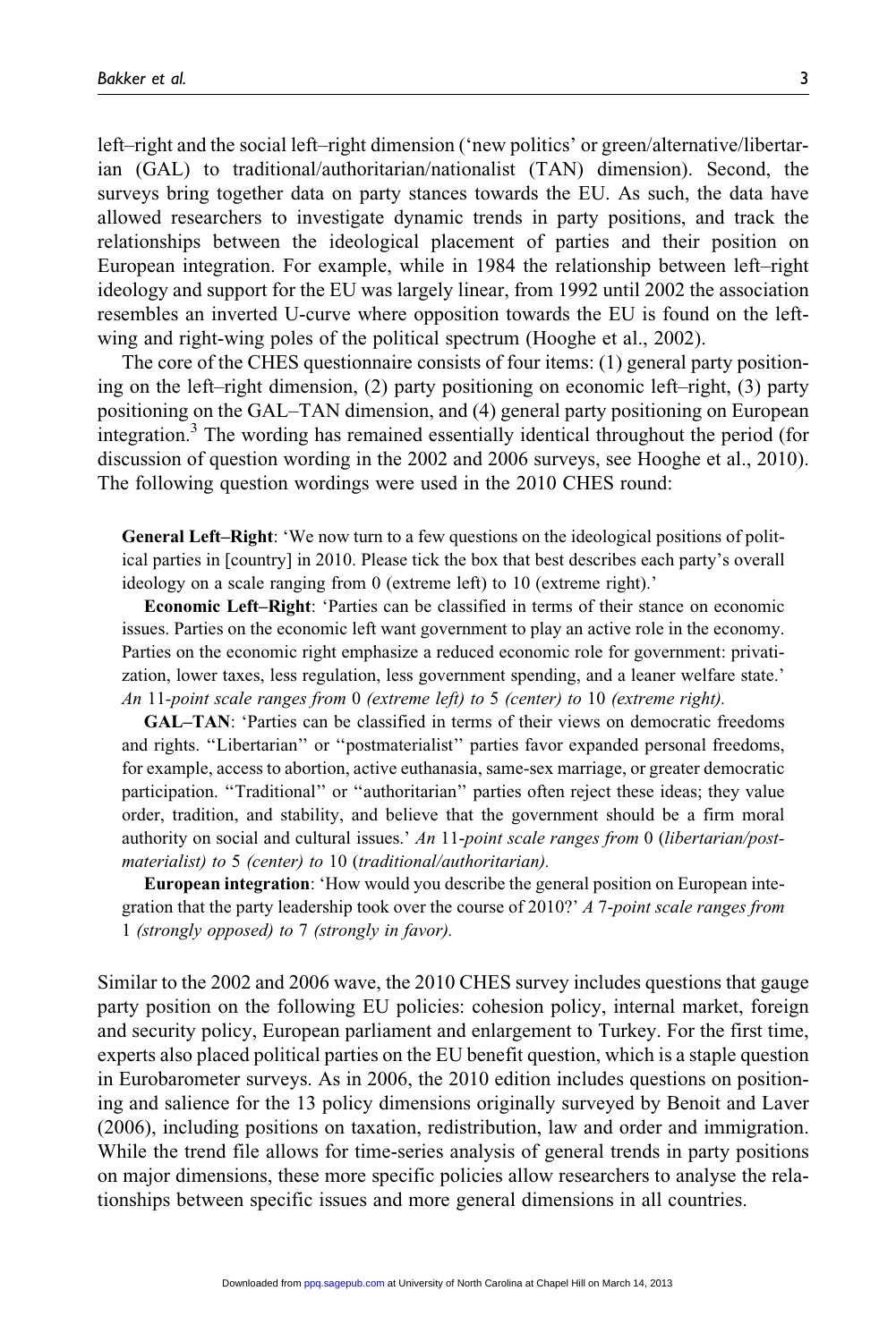left–right and the social left–right dimension ('new politics' or green/alternative/libertarian (GAL) to traditional/authoritarian/nationalist (TAN) dimension). Second, the surveys bring together data on party stances towards the EU. As such, the data have allowed researchers to investigate dynamic trends in party positions, and track the relationships between the ideological placement of parties and their position on European integration. For example, while in 1984 the relationship between left–right ideology and support for the EU was largely linear, from 1992 until 2002 the association resembles an inverted U-curve where opposition towards the EU is found on the left-wing and right-wing poles of the political spectrum (Hooghe et al., 2002).

The core of the CHES questionnaire consists of four items: (1) general party positioning on the left–right dimension, (2) party positioning on economic left–right, (3) party positioning on the GAL–TAN dimension, and (4) general party positioning on European integration.[3] The wording has remained essentially identical throughout the period (for discussion of question wording in the 2002 and 2006 surveys, see Hooghe et al., 2010). The following question wordings were used in the 2010 CHES round:

> **General Left–Right**: 'We now turn to a few questions on the ideological positions of political parties in [country] in 2010. Please tick the box that best describes each party's overall ideology on a scale ranging from 0 (extreme left) to 10 (extreme right).'
>
> **Economic Left–Right**: 'Parties can be classified in terms of their stance on economic issues. Parties on the economic left want government to play an active role in the economy. Parties on the economic right emphasize a reduced economic role for government: privatization, lower taxes, less regulation, less government spending, and a leaner welfare state.' *An* 11*-point scale ranges from* 0 *(extreme left) to* 5 *(center) to* 10 *(extreme right).*
>
> **GAL–TAN**: 'Parties can be classified in terms of their views on democratic freedoms and rights. "Libertarian" or "postmaterialist" parties favor expanded personal freedoms, for example, access to abortion, active euthanasia, same-sex marriage, or greater democratic participation. "Traditional" or "authoritarian" parties often reject these ideas; they value order, tradition, and stability, and believe that the government should be a firm moral authority on social and cultural issues.' *An* 11*-point scale ranges from* 0 (*libertarian/postmaterialist) to* 5 *(center) to* 10 (*traditional/authoritarian).*
>
> **European integration**: 'How would you describe the general position on European integration that the party leadership took over the course of 2010?' *A* 7*-point scale ranges from* 1 *(strongly opposed) to* 7 *(strongly in favor).*

Similar to the 2002 and 2006 wave, the 2010 CHES survey includes questions that gauge party position on the following EU policies: cohesion policy, internal market, foreign and security policy, European parliament and enlargement to Turkey. For the first time, experts also placed political parties on the EU benefit question, which is a staple question in Eurobarometer surveys. As in 2006, the 2010 edition includes questions on positioning and salience for the 13 policy dimensions originally surveyed by Benoit and Laver (2006), including positions on taxation, redistribution, law and order and immigration. While the trend file allows for time-series analysis of general trends in party positions on major dimensions, these more specific policies allow researchers to analyse the relationships between specific issues and more general dimensions in all countries.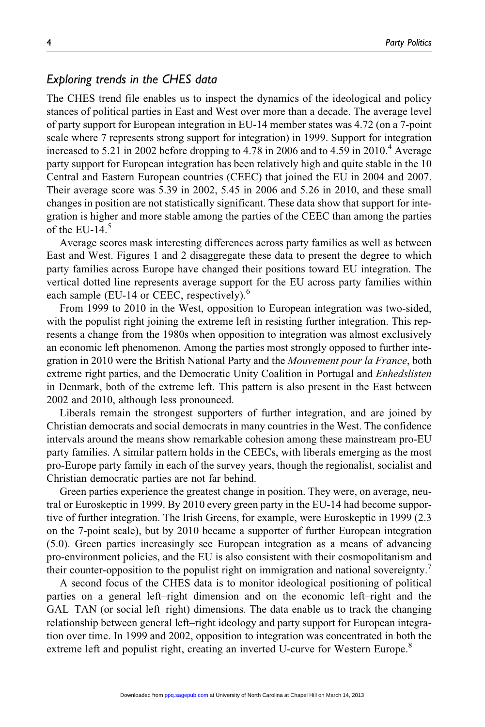### *Exploring trends in the CHES data*

The CHES trend file enables us to inspect the dynamics of the ideological and policy stances of political parties in East and West over more than a decade. The average level of party support for European integration in EU-14 member states was 4.72 (on a 7-point scale where 7 represents strong support for integration) in 1999. Support for integration increased to 5.21 in 2002 before dropping to 4.78 in 2006 and to 4.59 in 2010.[4] Average party support for European integration has been relatively high and quite stable in the 10 Central and Eastern European countries (CEEC) that joined the EU in 2004 and 2007. Their average score was 5.39 in 2002, 5.45 in 2006 and 5.26 in 2010, and these small changes in position are not statistically significant. These data show that support for integration is higher and more stable among the parties of the CEEC than among the parties of the EU-14.[5]

Average scores mask interesting differences across party families as well as between East and West. Figures 1 and 2 disaggregate these data to present the degree to which party families across Europe have changed their positions toward EU integration. The vertical dotted line represents average support for the EU across party families within each sample (EU-14 or CEEC, respectively).[6]

From 1999 to 2010 in the West, opposition to European integration was two-sided, with the populist right joining the extreme left in resisting further integration. This represents a change from the 1980s when opposition to integration was almost exclusively an economic left phenomenon. Among the parties most strongly opposed to further integration in 2010 were the British National Party and the *Mouvement pour la France*, both extreme right parties, and the Democratic Unity Coalition in Portugal and *Enhedslisten* in Denmark, both of the extreme left. This pattern is also present in the East between 2002 and 2010, although less pronounced.

Liberals remain the strongest supporters of further integration, and are joined by Christian democrats and social democrats in many countries in the West. The confidence intervals around the means show remarkable cohesion among these mainstream pro-EU party families. A similar pattern holds in the CEECs, with liberals emerging as the most pro-Europe party family in each of the survey years, though the regionalist, socialist and Christian democratic parties are not far behind.

Green parties experience the greatest change in position. They were, on average, neutral or Euroskeptic in 1999. By 2010 every green party in the EU-14 had become supportive of further integration. The Irish Greens, for example, were Euroskeptic in 1999 (2.3 on the 7-point scale), but by 2010 became a supporter of further European integration (5.0). Green parties increasingly see European integration as a means of advancing pro-environment policies, and the EU is also consistent with their cosmopolitanism and their counter-opposition to the populist right on immigration and national sovereignty.[7]

A second focus of the CHES data is to monitor ideological positioning of political parties on a general left–right dimension and on the economic left–right and the GAL–TAN (or social left–right) dimensions. The data enable us to track the changing relationship between general left–right ideology and party support for European integration over time. In 1999 and 2002, opposition to integration was concentrated in both the extreme left and populist right, creating an inverted U-curve for Western Europe.[8]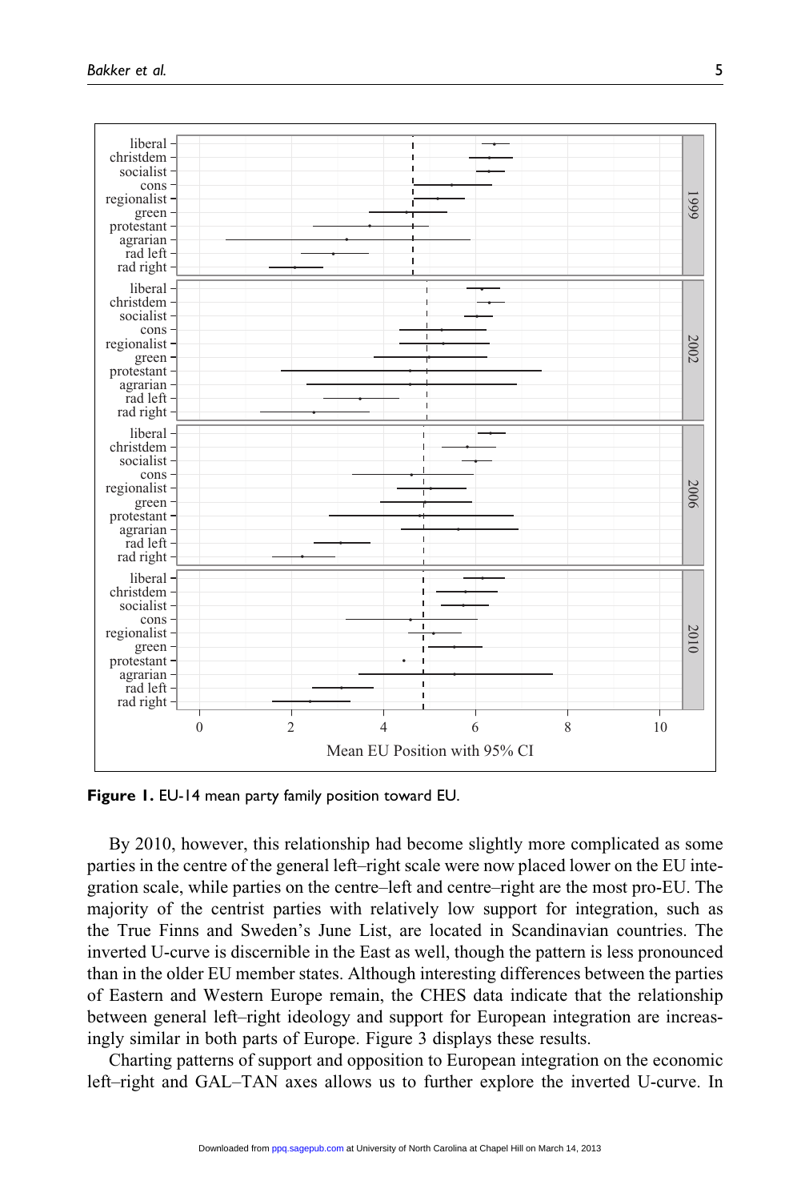**Figure 1.** EU-14 mean party family position toward EU.

By 2010, however, this relationship had become slightly more complicated as some parties in the centre of the general left–right scale were now placed lower on the EU integration scale, while parties on the centre–left and centre–right are the most pro-EU. The majority of the centrist parties with relatively low support for integration, such as the True Finns and Sweden's June List, are located in Scandinavian countries. The inverted U-curve is discernible in the East as well, though the pattern is less pronounced than in the older EU member states. Although interesting differences between the parties of Eastern and Western Europe remain, the CHES data indicate that the relationship between general left–right ideology and support for European integration are increasingly similar in both parts of Europe. Figure 3 displays these results.

Charting patterns of support and opposition to European integration on the economic left–right and GAL–TAN axes allows us to further explore the inverted U-curve. In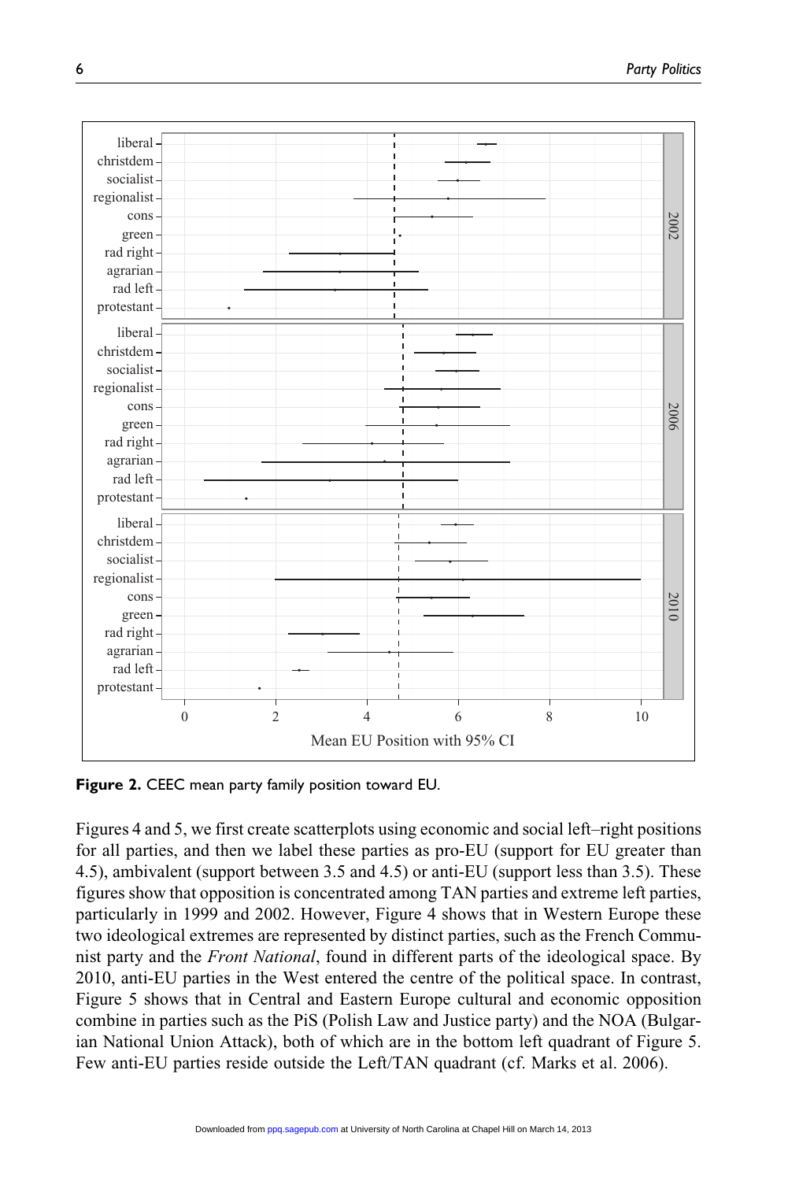**Figure 2.** CEEC mean party family position toward EU.

Figures 4 and 5, we first create scatterplots using economic and social left–right positions for all parties, and then we label these parties as pro-EU (support for EU greater than 4.5), ambivalent (support between 3.5 and 4.5) or anti-EU (support less than 3.5). These figures show that opposition is concentrated among TAN parties and extreme left parties, particularly in 1999 and 2002. However, Figure 4 shows that in Western Europe these two ideological extremes are represented by distinct parties, such as the French Communist party and the *Front National*, found in different parts of the ideological space. By 2010, anti-EU parties in the West entered the centre of the political space. In contrast, Figure 5 shows that in Central and Eastern Europe cultural and economic opposition combine in parties such as the PiS (Polish Law and Justice party) and the NOA (Bulgarian National Union Attack), both of which are in the bottom left quadrant of Figure 5. Few anti-EU parties reside outside the Left/TAN quadrant (cf. Marks et al. 2006).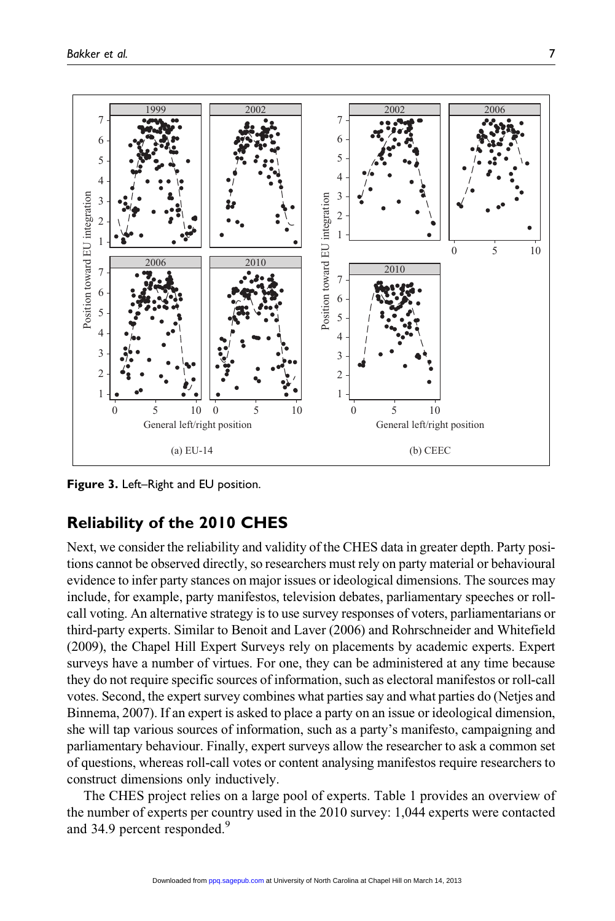**Figure 3.** Left–Right and EU position.

## Reliability of the 2010 CHES

Next, we consider the reliability and validity of the CHES data in greater depth. Party positions cannot be observed directly, so researchers must rely on party material or behavioural evidence to infer party stances on major issues or ideological dimensions. The sources may include, for example, party manifestos, television debates, parliamentary speeches or roll-call voting. An alternative strategy is to use survey responses of voters, parliamentarians or third-party experts. Similar to Benoit and Laver (2006) and Rohrschneider and Whitefield (2009), the Chapel Hill Expert Surveys rely on placements by academic experts. Expert surveys have a number of virtues. For one, they can be administered at any time because they do not require specific sources of information, such as electoral manifestos or roll-call votes. Second, the expert survey combines what parties say and what parties do (Netjes and Binnema, 2007). If an expert is asked to place a party on an issue or ideological dimension, she will tap various sources of information, such as a party's manifesto, campaigning and parliamentary behaviour. Finally, expert surveys allow the researcher to ask a common set of questions, whereas roll-call votes or content analysing manifestos require researchers to construct dimensions only inductively.

The CHES project relies on a large pool of experts. Table 1 provides an overview of the number of experts per country used in the 2010 survey: 1,044 experts were contacted and 34.9 percent responded.[9]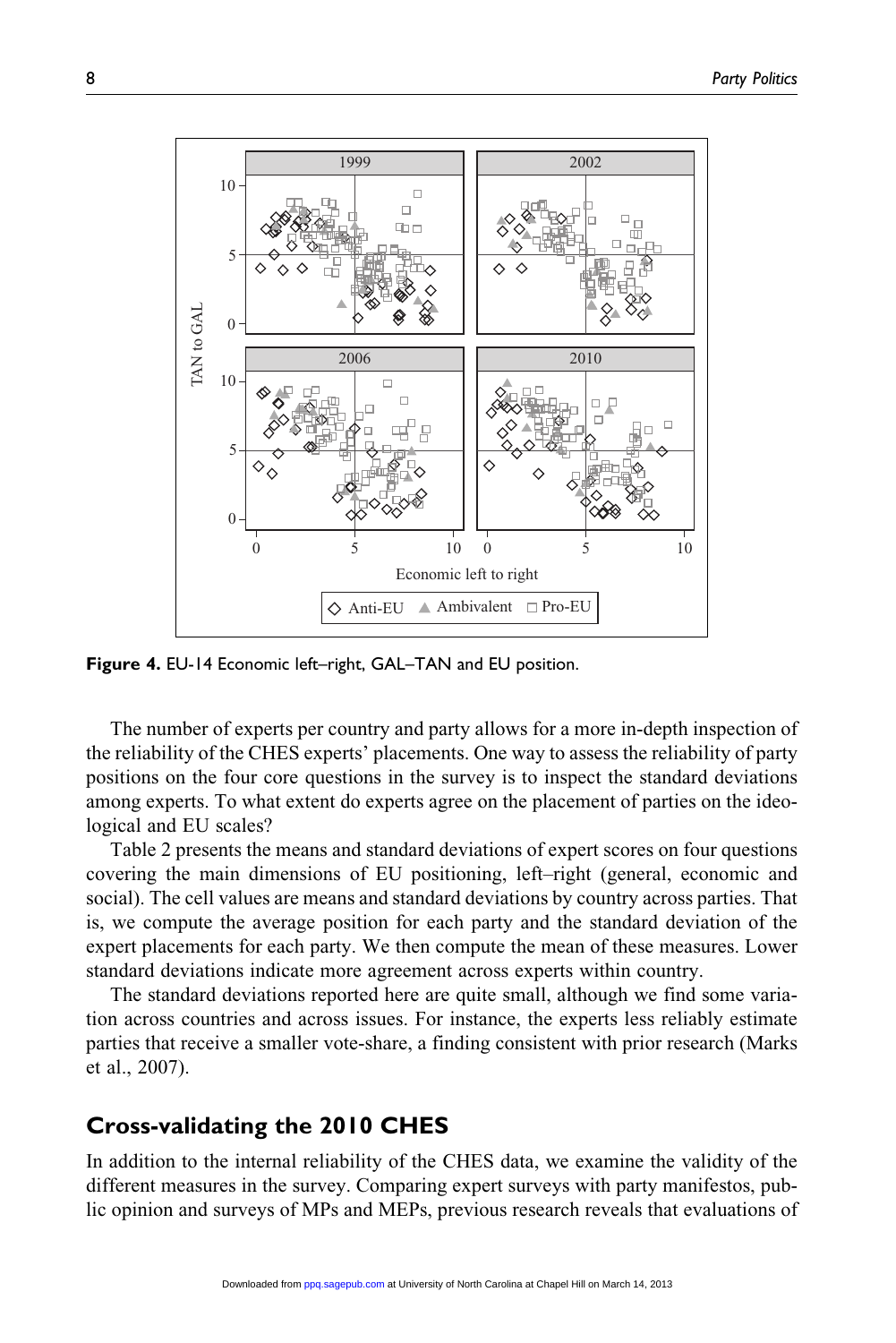**Figure 4.** EU-14 Economic left–right, GAL–TAN and EU position.

The number of experts per country and party allows for a more in-depth inspection of the reliability of the CHES experts' placements. One way to assess the reliability of party positions on the four core questions in the survey is to inspect the standard deviations among experts. To what extent do experts agree on the placement of parties on the ideological and EU scales?

Table 2 presents the means and standard deviations of expert scores on four questions covering the main dimensions of EU positioning, left–right (general, economic and social). The cell values are means and standard deviations by country across parties. That is, we compute the average position for each party and the standard deviation of the expert placements for each party. We then compute the mean of these measures. Lower standard deviations indicate more agreement across experts within country.

The standard deviations reported here are quite small, although we find some variation across countries and across issues. For instance, the experts less reliably estimate parties that receive a smaller vote-share, a finding consistent with prior research (Marks et al., 2007).

## Cross-validating the 2010 CHES

In addition to the internal reliability of the CHES data, we examine the validity of the different measures in the survey. Comparing expert surveys with party manifestos, public opinion and surveys of MPs and MEPs, previous research reveals that evaluations of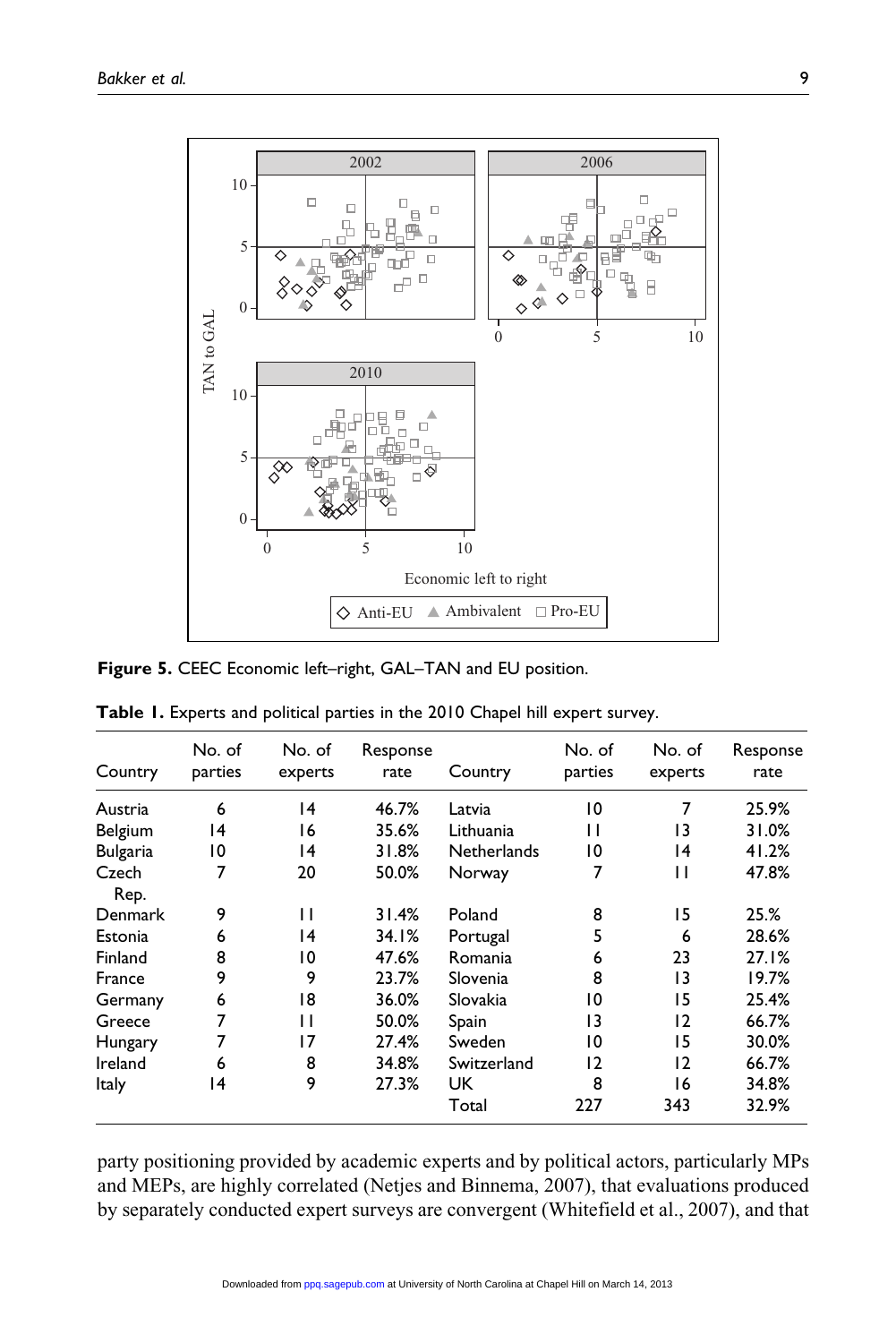**Figure 5.** CEEC Economic left–right, GAL–TAN and EU position.

**Table 1.** Experts and political parties in the 2010 Chapel hill expert survey.

| Country | No. of parties | No. of experts | Response rate | Country | No. of parties | No. of experts | Response rate |
|---|---|---|---|---|---|---|---|
| Austria | 6 | 14 | 46.7% | Latvia | 10 | 7 | 25.9% |
| Belgium | 14 | 16 | 35.6% | Lithuania | 11 | 13 | 31.0% |
| Bulgaria | 10 | 14 | 31.8% | Netherlands | 10 | 14 | 41.2% |
| Czech Rep. | 7 | 20 | 50.0% | Norway | 7 | 11 | 47.8% |
| Denmark | 9 | 11 | 31.4% | Poland | 8 | 15 | 25.% |
| Estonia | 6 | 14 | 34.1% | Portugal | 5 | 6 | 28.6% |
| Finland | 8 | 10 | 47.6% | Romania | 6 | 23 | 27.1% |
| France | 9 | 9 | 23.7% | Slovenia | 8 | 13 | 19.7% |
| Germany | 6 | 18 | 36.0% | Slovakia | 10 | 15 | 25.4% |
| Greece | 7 | 11 | 50.0% | Spain | 13 | 12 | 66.7% |
| Hungary | 7 | 17 | 27.4% | Sweden | 10 | 15 | 30.0% |
| Ireland | 6 | 8 | 34.8% | Switzerland | 12 | 12 | 66.7% |
| Italy | 14 | 9 | 27.3% | UK | 8 | 16 | 34.8% |
| | | | | Total | 227 | 343 | 32.9% |

party positioning provided by academic experts and by political actors, particularly MPs and MEPs, are highly correlated (Netjes and Binnema, 2007), that evaluations produced by separately conducted expert surveys are convergent (Whitefield et al., 2007), and that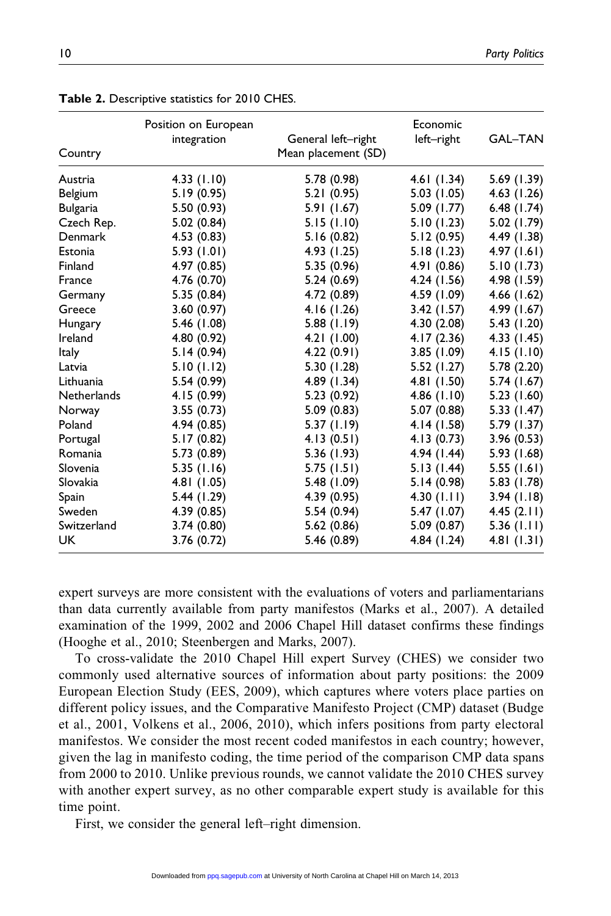**Table 2.** Descriptive statistics for 2010 CHES.

| Country | Position on European integration | General left–right Mean placement (SD) | Economic left–right | GAL–TAN |
|---|---|---|---|---|
| Austria | 4.33 (1.10) | 5.78 (0.98) | 4.61 (1.34) | 5.69 (1.39) |
| Belgium | 5.19 (0.95) | 5.21 (0.95) | 5.03 (1.05) | 4.63 (1.26) |
| Bulgaria | 5.50 (0.93) | 5.91 (1.67) | 5.09 (1.77) | 6.48 (1.74) |
| Czech Rep. | 5.02 (0.84) | 5.15 (1.10) | 5.10 (1.23) | 5.02 (1.79) |
| Denmark | 4.53 (0.83) | 5.16 (0.82) | 5.12 (0.95) | 4.49 (1.38) |
| Estonia | 5.93 (1.01) | 4.93 (1.25) | 5.18 (1.23) | 4.97 (1.61) |
| Finland | 4.97 (0.85) | 5.35 (0.96) | 4.91 (0.86) | 5.10 (1.73) |
| France | 4.76 (0.70) | 5.24 (0.69) | 4.24 (1.56) | 4.98 (1.59) |
| Germany | 5.35 (0.84) | 4.72 (0.89) | 4.59 (1.09) | 4.66 (1.62) |
| Greece | 3.60 (0.97) | 4.16 (1.26) | 3.42 (1.57) | 4.99 (1.67) |
| Hungary | 5.46 (1.08) | 5.88 (1.19) | 4.30 (2.08) | 5.43 (1.20) |
| Ireland | 4.80 (0.92) | 4.21 (1.00) | 4.17 (2.36) | 4.33 (1.45) |
| Italy | 5.14 (0.94) | 4.22 (0.91) | 3.85 (1.09) | 4.15 (1.10) |
| Latvia | 5.10 (1.12) | 5.30 (1.28) | 5.52 (1.27) | 5.78 (2.20) |
| Lithuania | 5.54 (0.99) | 4.89 (1.34) | 4.81 (1.50) | 5.74 (1.67) |
| Netherlands | 4.15 (0.99) | 5.23 (0.92) | 4.86 (1.10) | 5.23 (1.60) |
| Norway | 3.55 (0.73) | 5.09 (0.83) | 5.07 (0.88) | 5.33 (1.47) |
| Poland | 4.94 (0.85) | 5.37 (1.19) | 4.14 (1.58) | 5.79 (1.37) |
| Portugal | 5.17 (0.82) | 4.13 (0.51) | 4.13 (0.73) | 3.96 (0.53) |
| Romania | 5.73 (0.89) | 5.36 (1.93) | 4.94 (1.44) | 5.93 (1.68) |
| Slovenia | 5.35 (1.16) | 5.75 (1.51) | 5.13 (1.44) | 5.55 (1.61) |
| Slovakia | 4.81 (1.05) | 5.48 (1.09) | 5.14 (0.98) | 5.83 (1.78) |
| Spain | 5.44 (1.29) | 4.39 (0.95) | 4.30 (1.11) | 3.94 (1.18) |
| Sweden | 4.39 (0.85) | 5.54 (0.94) | 5.47 (1.07) | 4.45 (2.11) |
| Switzerland | 3.74 (0.80) | 5.62 (0.86) | 5.09 (0.87) | 5.36 (1.11) |
| UK | 3.76 (0.72) | 5.46 (0.89) | 4.84 (1.24) | 4.81 (1.31) |

expert surveys are more consistent with the evaluations of voters and parliamentarians than data currently available from party manifestos (Marks et al., 2007). A detailed examination of the 1999, 2002 and 2006 Chapel Hill dataset confirms these findings (Hooghe et al., 2010; Steenbergen and Marks, 2007).

To cross-validate the 2010 Chapel Hill expert Survey (CHES) we consider two commonly used alternative sources of information about party positions: the 2009 European Election Study (EES, 2009), which captures where voters place parties on different policy issues, and the Comparative Manifesto Project (CMP) dataset (Budge et al., 2001, Volkens et al., 2006, 2010), which infers positions from party electoral manifestos. We consider the most recent coded manifestos in each country; however, given the lag in manifesto coding, the time period of the comparison CMP data spans from 2000 to 2010. Unlike previous rounds, we cannot validate the 2010 CHES survey with another expert survey, as no other comparable expert study is available for this time point.

First, we consider the general left–right dimension.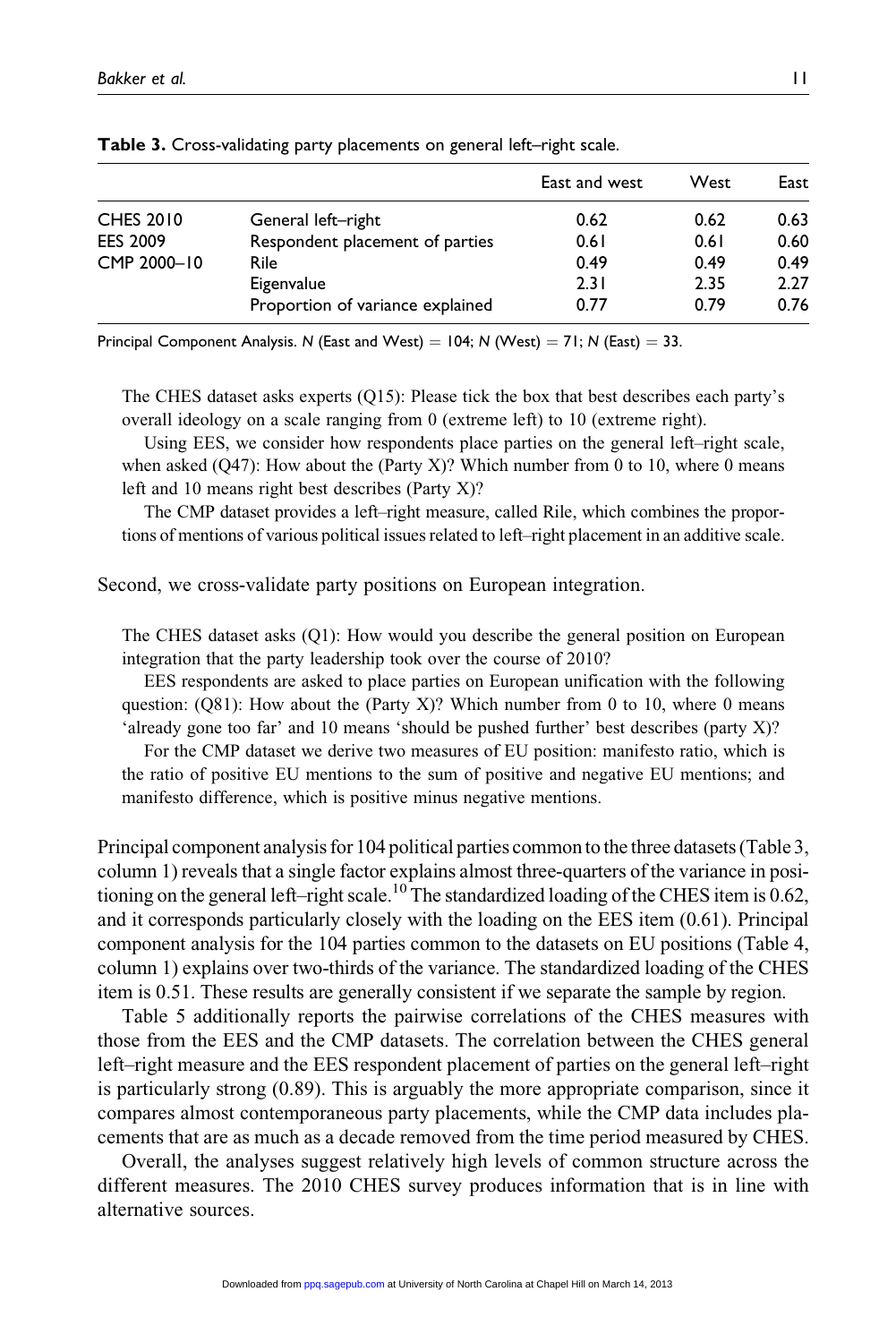**Table 3.** Cross-validating party placements on general left–right scale.

| | | East and west | West | East |
|---|---|---|---|---|
| CHES 2010 | General left–right | 0.62 | 0.62 | 0.63 |
| EES 2009 | Respondent placement of parties | 0.61 | 0.61 | 0.60 |
| CMP 2000–10 | Rile | 0.49 | 0.49 | 0.49 |
| | Eigenvalue | 2.31 | 2.35 | 2.27 |
| | Proportion of variance explained | 0.77 | 0.79 | 0.76 |

Principal Component Analysis. $N$ (East and West) = 104; $N$ (West) = 71; $N$ (East) = 33.

> The CHES dataset asks experts (Q15): Please tick the box that best describes each party's overall ideology on a scale ranging from 0 (extreme left) to 10 (extreme right).
>
> Using EES, we consider how respondents place parties on the general left–right scale, when asked (Q47): How about the (Party X)? Which number from 0 to 10, where 0 means left and 10 means right best describes (Party X)?
>
> The CMP dataset provides a left–right measure, called Rile, which combines the proportions of mentions of various political issues related to left–right placement in an additive scale.

Second, we cross-validate party positions on European integration.

> The CHES dataset asks (Q1): How would you describe the general position on European integration that the party leadership took over the course of 2010?
>
> EES respondents are asked to place parties on European unification with the following question: (Q81): How about the (Party X)? Which number from 0 to 10, where 0 means 'already gone too far' and 10 means 'should be pushed further' best describes (party X)?
>
> For the CMP dataset we derive two measures of EU position: manifesto ratio, which is the ratio of positive EU mentions to the sum of positive and negative EU mentions; and manifesto difference, which is positive minus negative mentions.

Principal component analysis for 104 political parties common to the three datasets (Table 3, column 1) reveals that a single factor explains almost three-quarters of the variance in positioning on the general left–right scale.[10] The standardized loading of the CHES item is 0.62, and it corresponds particularly closely with the loading on the EES item (0.61). Principal component analysis for the 104 parties common to the datasets on EU positions (Table 4, column 1) explains over two-thirds of the variance. The standardized loading of the CHES item is 0.51. These results are generally consistent if we separate the sample by region.

Table 5 additionally reports the pairwise correlations of the CHES measures with those from the EES and the CMP datasets. The correlation between the CHES general left–right measure and the EES respondent placement of parties on the general left–right is particularly strong (0.89). This is arguably the more appropriate comparison, since it compares almost contemporaneous party placements, while the CMP data includes placements that are as much as a decade removed from the time period measured by CHES.

Overall, the analyses suggest relatively high levels of common structure across the different measures. The 2010 CHES survey produces information that is in line with alternative sources.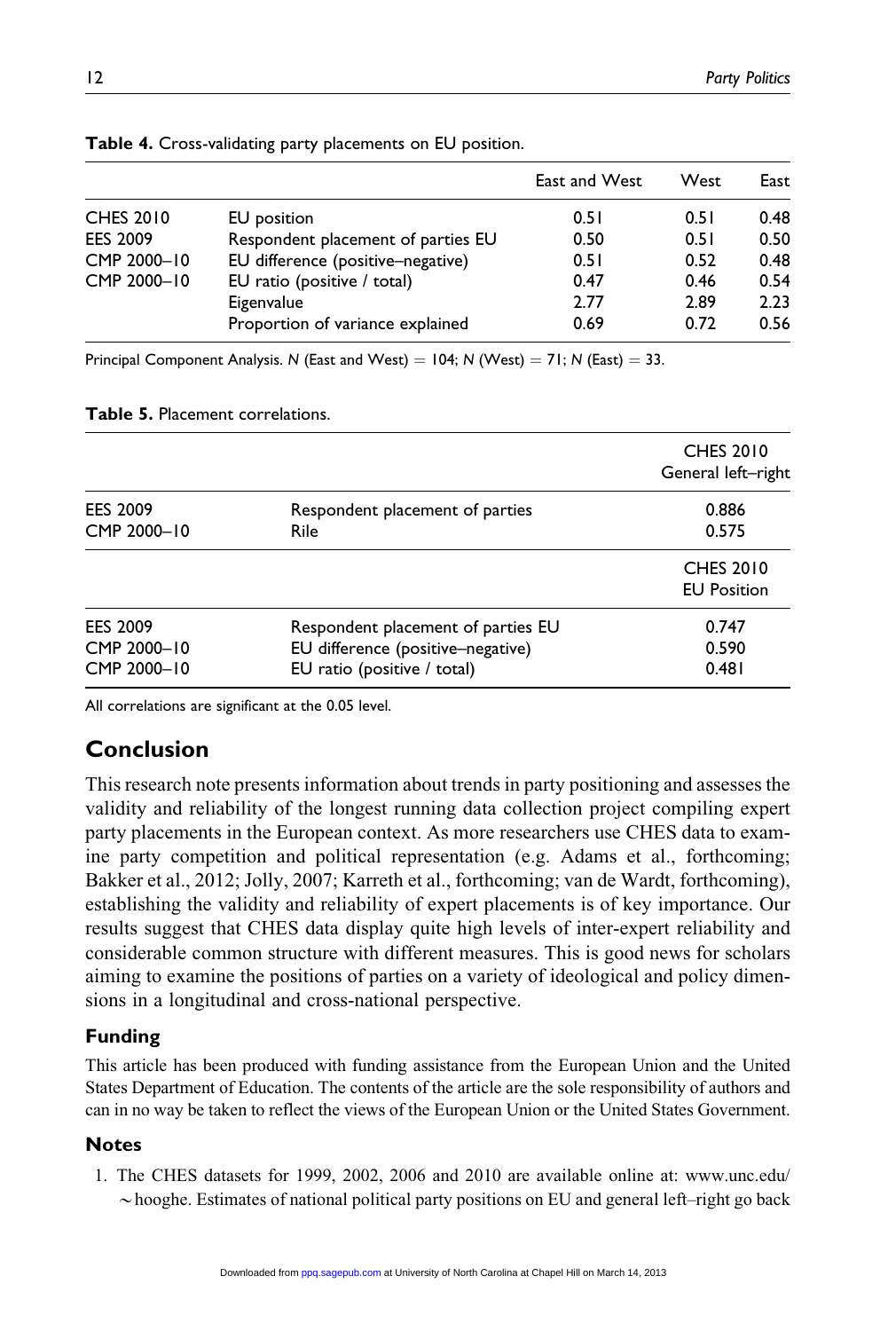**Table 4.** Cross-validating party placements on EU position.

| | | East and West | West | East |
|---|---|---|---|---|
| CHES 2010 | EU position | 0.51 | 0.51 | 0.48 |
| EES 2009 | Respondent placement of parties EU | 0.50 | 0.51 | 0.50 |
| CMP 2000–10 | EU difference (positive–negative) | 0.51 | 0.52 | 0.48 |
| CMP 2000–10 | EU ratio (positive / total) | 0.47 | 0.46 | 0.54 |
| | Eigenvalue | 2.77 | 2.89 | 2.23 |
| | Proportion of variance explained | 0.69 | 0.72 | 0.56 |

Principal Component Analysis. *N* (East and West) = 104; *N* (West) = 71; *N* (East) = 33.

**Table 5.** Placement correlations.

| | | CHES 2010 General left–right |
|---|---|---|
| EES 2009 | Respondent placement of parties | 0.886 |
| CMP 2000–10 | Rile | 0.575 |
| | | **CHES 2010 EU Position** |
| EES 2009 | Respondent placement of parties EU | 0.747 |
| CMP 2000–10 | EU difference (positive–negative) | 0.590 |
| CMP 2000–10 | EU ratio (positive / total) | 0.481 |

All correlations are significant at the 0.05 level.

## Conclusion

This research note presents information about trends in party positioning and assesses the validity and reliability of the longest running data collection project compiling expert party placements in the European context. As more researchers use CHES data to examine party competition and political representation (e.g. Adams et al., forthcoming; Bakker et al., 2012; Jolly, 2007; Karreth et al., forthcoming; van de Wardt, forthcoming), establishing the validity and reliability of expert placements is of key importance. Our results suggest that CHES data display quite high levels of inter-expert reliability and considerable common structure with different measures. This is good news for scholars aiming to examine the positions of parties on a variety of ideological and policy dimensions in a longitudinal and cross-national perspective.

### Funding

This article has been produced with funding assistance from the European Union and the United States Department of Education. The contents of the article are the sole responsibility of authors and can in no way be taken to reflect the views of the European Union or the United States Government.

### Notes

1. The CHES datasets for 1999, 2002, 2006 and 2010 are available online at: www.unc.edu/~hooghe. Estimates of national political party positions on EU and general left–right go back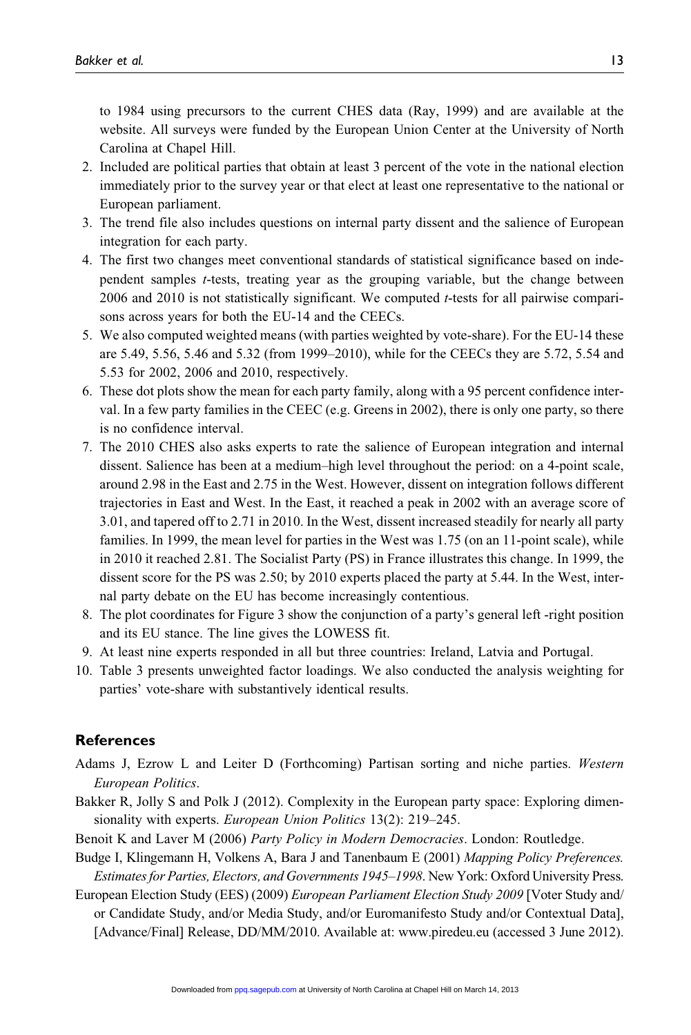to 1984 using precursors to the current CHES data (Ray, 1999) and are available at the website. All surveys were funded by the European Union Center at the University of North Carolina at Chapel Hill.

2. Included are political parties that obtain at least 3 percent of the vote in the national election immediately prior to the survey year or that elect at least one representative to the national or European parliament.
3. The trend file also includes questions on internal party dissent and the salience of European integration for each party.
4. The first two changes meet conventional standards of statistical significance based on independent samples *t*-tests, treating year as the grouping variable, but the change between 2006 and 2010 is not statistically significant. We computed *t*-tests for all pairwise comparisons across years for both the EU-14 and the CEECs.
5. We also computed weighted means (with parties weighted by vote-share). For the EU-14 these are 5.49, 5.56, 5.46 and 5.32 (from 1999–2010), while for the CEECs they are 5.72, 5.54 and 5.53 for 2002, 2006 and 2010, respectively.
6. These dot plots show the mean for each party family, along with a 95 percent confidence interval. In a few party families in the CEEC (e.g. Greens in 2002), there is only one party, so there is no confidence interval.
7. The 2010 CHES also asks experts to rate the salience of European integration and internal dissent. Salience has been at a medium–high level throughout the period: on a 4-point scale, around 2.98 in the East and 2.75 in the West. However, dissent on integration follows different trajectories in East and West. In the East, it reached a peak in 2002 with an average score of 3.01, and tapered off to 2.71 in 2010. In the West, dissent increased steadily for nearly all party families. In 1999, the mean level for parties in the West was 1.75 (on an 11-point scale), while in 2010 it reached 2.81. The Socialist Party (PS) in France illustrates this change. In 1999, the dissent score for the PS was 2.50; by 2010 experts placed the party at 5.44. In the West, internal party debate on the EU has become increasingly contentious.
8. The plot coordinates for Figure 3 show the conjunction of a party's general left -right position and its EU stance. The line gives the LOWESS fit.
9. At least nine experts responded in all but three countries: Ireland, Latvia and Portugal.
10. Table 3 presents unweighted factor loadings. We also conducted the analysis weighting for parties' vote-share with substantively identical results.

## References

Adams J, Ezrow L and Leiter D (Forthcoming) Partisan sorting and niche parties. *Western European Politics*.

Bakker R, Jolly S and Polk J (2012). Complexity in the European party space: Exploring dimensionality with experts. *European Union Politics* 13(2): 219–245.

Benoit K and Laver M (2006) *Party Policy in Modern Democracies*. London: Routledge.

Budge I, Klingemann H, Volkens A, Bara J and Tanenbaum E (2001) *Mapping Policy Preferences. Estimates for Parties, Electors, and Governments 1945–1998*. New York: Oxford University Press.

European Election Study (EES) (2009) *European Parliament Election Study 2009* [Voter Study and/or Candidate Study, and/or Media Study, and/or Euromanifesto Study and/or Contextual Data], [Advance/Final] Release, DD/MM/2010. Available at: www.piredeu.eu (accessed 3 June 2012).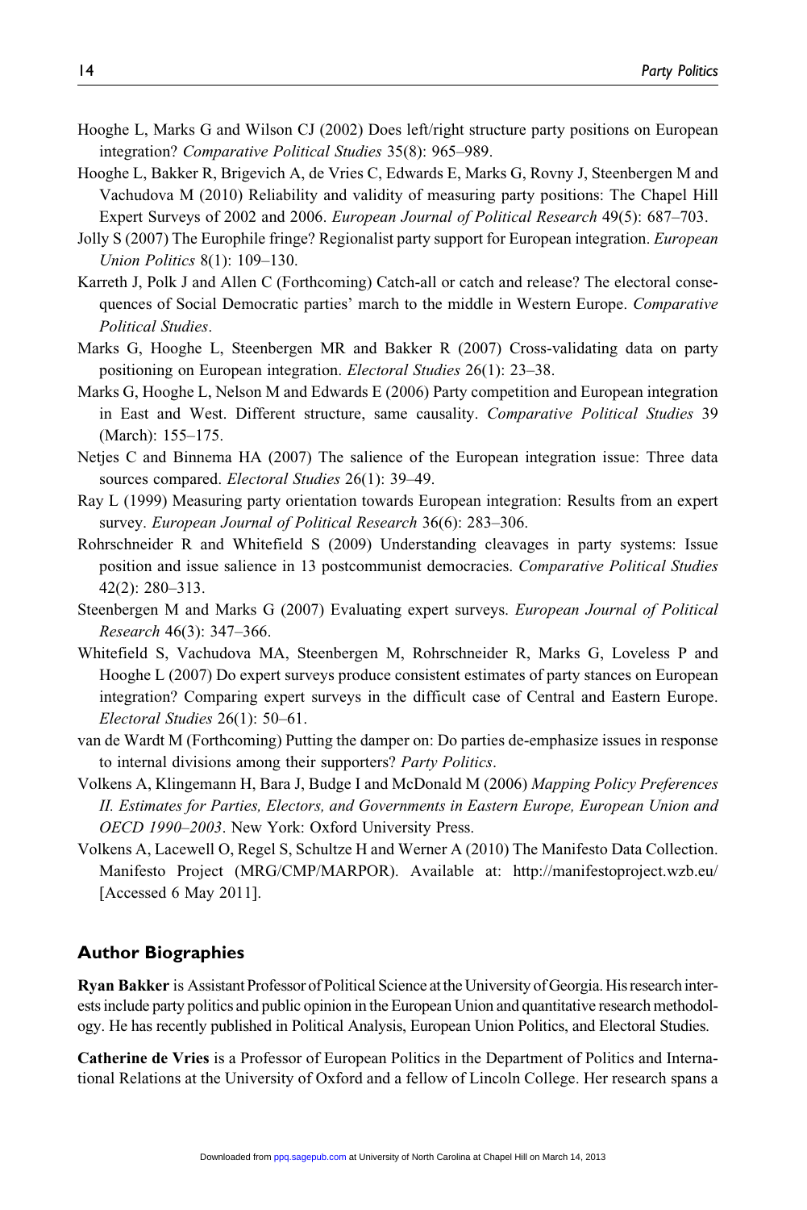Hooghe L, Marks G and Wilson CJ (2002) Does left/right structure party positions on European integration? *Comparative Political Studies* 35(8): 965–989.

Hooghe L, Bakker R, Brigevich A, de Vries C, Edwards E, Marks G, Rovny J, Steenbergen M and Vachudova M (2010) Reliability and validity of measuring party positions: The Chapel Hill Expert Surveys of 2002 and 2006. *European Journal of Political Research* 49(5): 687–703.

Jolly S (2007) The Europhile fringe? Regionalist party support for European integration. *European Union Politics* 8(1): 109–130.

Karreth J, Polk J and Allen C (Forthcoming) Catch-all or catch and release? The electoral consequences of Social Democratic parties' march to the middle in Western Europe. *Comparative Political Studies*.

Marks G, Hooghe L, Steenbergen MR and Bakker R (2007) Cross-validating data on party positioning on European integration. *Electoral Studies* 26(1): 23–38.

Marks G, Hooghe L, Nelson M and Edwards E (2006) Party competition and European integration in East and West. Different structure, same causality. *Comparative Political Studies* 39 (March): 155–175.

Netjes C and Binnema HA (2007) The salience of the European integration issue: Three data sources compared. *Electoral Studies* 26(1): 39–49.

Ray L (1999) Measuring party orientation towards European integration: Results from an expert survey. *European Journal of Political Research* 36(6): 283–306.

Rohrschneider R and Whitefield S (2009) Understanding cleavages in party systems: Issue position and issue salience in 13 postcommunist democracies. *Comparative Political Studies* 42(2): 280–313.

Steenbergen M and Marks G (2007) Evaluating expert surveys. *European Journal of Political Research* 46(3): 347–366.

Whitefield S, Vachudova MA, Steenbergen M, Rohrschneider R, Marks G, Loveless P and Hooghe L (2007) Do expert surveys produce consistent estimates of party stances on European integration? Comparing expert surveys in the difficult case of Central and Eastern Europe. *Electoral Studies* 26(1): 50–61.

van de Wardt M (Forthcoming) Putting the damper on: Do parties de-emphasize issues in response to internal divisions among their supporters? *Party Politics*.

Volkens A, Klingemann H, Bara J, Budge I and McDonald M (2006) *Mapping Policy Preferences II. Estimates for Parties, Electors, and Governments in Eastern Europe, European Union and OECD 1990–2003*. New York: Oxford University Press.

Volkens A, Lacewell O, Regel S, Schultze H and Werner A (2010) The Manifesto Data Collection. Manifesto Project (MRG/CMP/MARPOR). Available at: http://manifestoproject.wzb.eu/ [Accessed 6 May 2011].

## Author Biographies

**Ryan Bakker** is Assistant Professor of Political Science at the University of Georgia. His research interests include party politics and public opinion in the European Union and quantitative research methodology. He has recently published in Political Analysis, European Union Politics, and Electoral Studies.

**Catherine de Vries** is a Professor of European Politics in the Department of Politics and International Relations at the University of Oxford and a fellow of Lincoln College. Her research spans a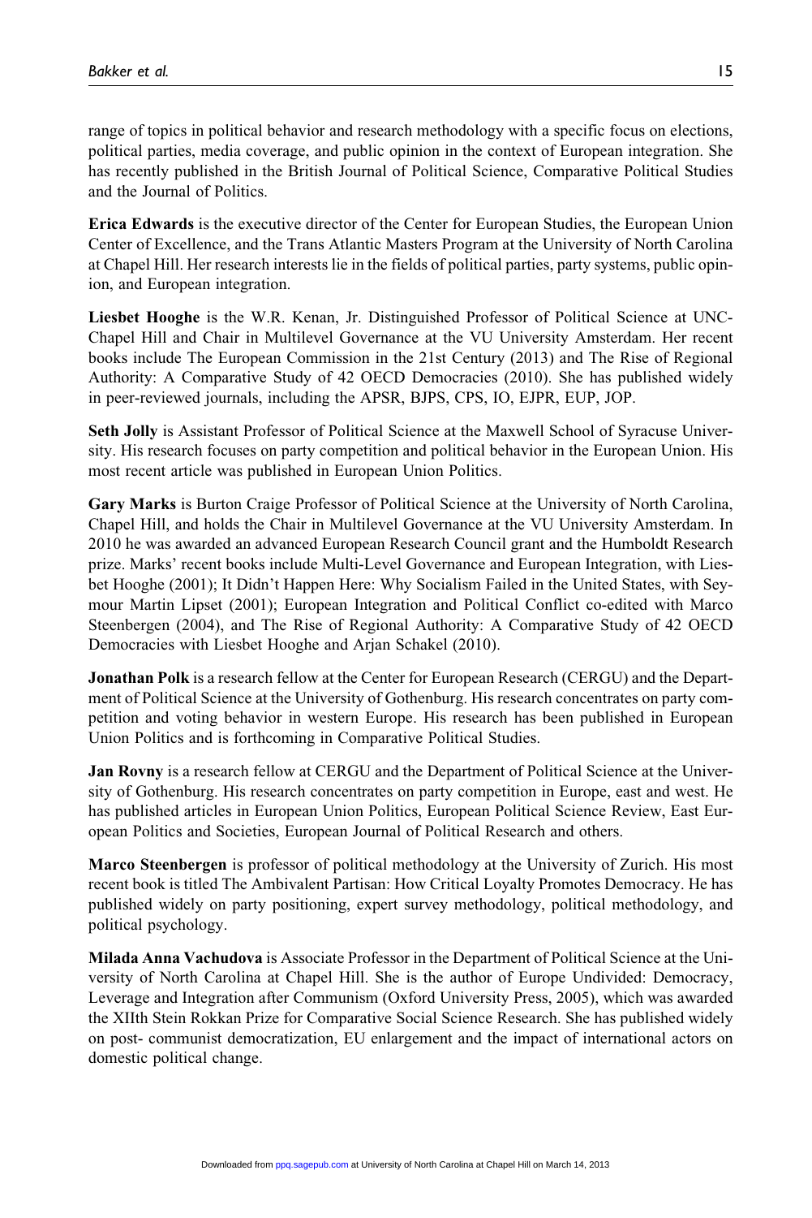range of topics in political behavior and research methodology with a specific focus on elections, political parties, media coverage, and public opinion in the context of European integration. She has recently published in the British Journal of Political Science, Comparative Political Studies and the Journal of Politics.

**Erica Edwards** is the executive director of the Center for European Studies, the European Union Center of Excellence, and the Trans Atlantic Masters Program at the University of North Carolina at Chapel Hill. Her research interests lie in the fields of political parties, party systems, public opinion, and European integration.

**Liesbet Hooghe** is the W.R. Kenan, Jr. Distinguished Professor of Political Science at UNC-Chapel Hill and Chair in Multilevel Governance at the VU University Amsterdam. Her recent books include The European Commission in the 21st Century (2013) and The Rise of Regional Authority: A Comparative Study of 42 OECD Democracies (2010). She has published widely in peer-reviewed journals, including the APSR, BJPS, CPS, IO, EJPR, EUP, JOP.

**Seth Jolly** is Assistant Professor of Political Science at the Maxwell School of Syracuse University. His research focuses on party competition and political behavior in the European Union. His most recent article was published in European Union Politics.

**Gary Marks** is Burton Craige Professor of Political Science at the University of North Carolina, Chapel Hill, and holds the Chair in Multilevel Governance at the VU University Amsterdam. In 2010 he was awarded an advanced European Research Council grant and the Humboldt Research prize. Marks' recent books include Multi-Level Governance and European Integration, with Liesbet Hooghe (2001); It Didn't Happen Here: Why Socialism Failed in the United States, with Seymour Martin Lipset (2001); European Integration and Political Conflict co-edited with Marco Steenbergen (2004), and The Rise of Regional Authority: A Comparative Study of 42 OECD Democracies with Liesbet Hooghe and Arjan Schakel (2010).

**Jonathan Polk** is a research fellow at the Center for European Research (CERGU) and the Department of Political Science at the University of Gothenburg. His research concentrates on party competition and voting behavior in western Europe. His research has been published in European Union Politics and is forthcoming in Comparative Political Studies.

**Jan Rovny** is a research fellow at CERGU and the Department of Political Science at the University of Gothenburg. His research concentrates on party competition in Europe, east and west. He has published articles in European Union Politics, European Political Science Review, East European Politics and Societies, European Journal of Political Research and others.

**Marco Steenbergen** is professor of political methodology at the University of Zurich. His most recent book is titled The Ambivalent Partisan: How Critical Loyalty Promotes Democracy. He has published widely on party positioning, expert survey methodology, political methodology, and political psychology.

**Milada Anna Vachudova** is Associate Professor in the Department of Political Science at the University of North Carolina at Chapel Hill. She is the author of Europe Undivided: Democracy, Leverage and Integration after Communism (Oxford University Press, 2005), which was awarded the XIIth Stein Rokkan Prize for Comparative Social Science Research. She has published widely on post- communist democratization, EU enlargement and the impact of international actors on domestic political change.